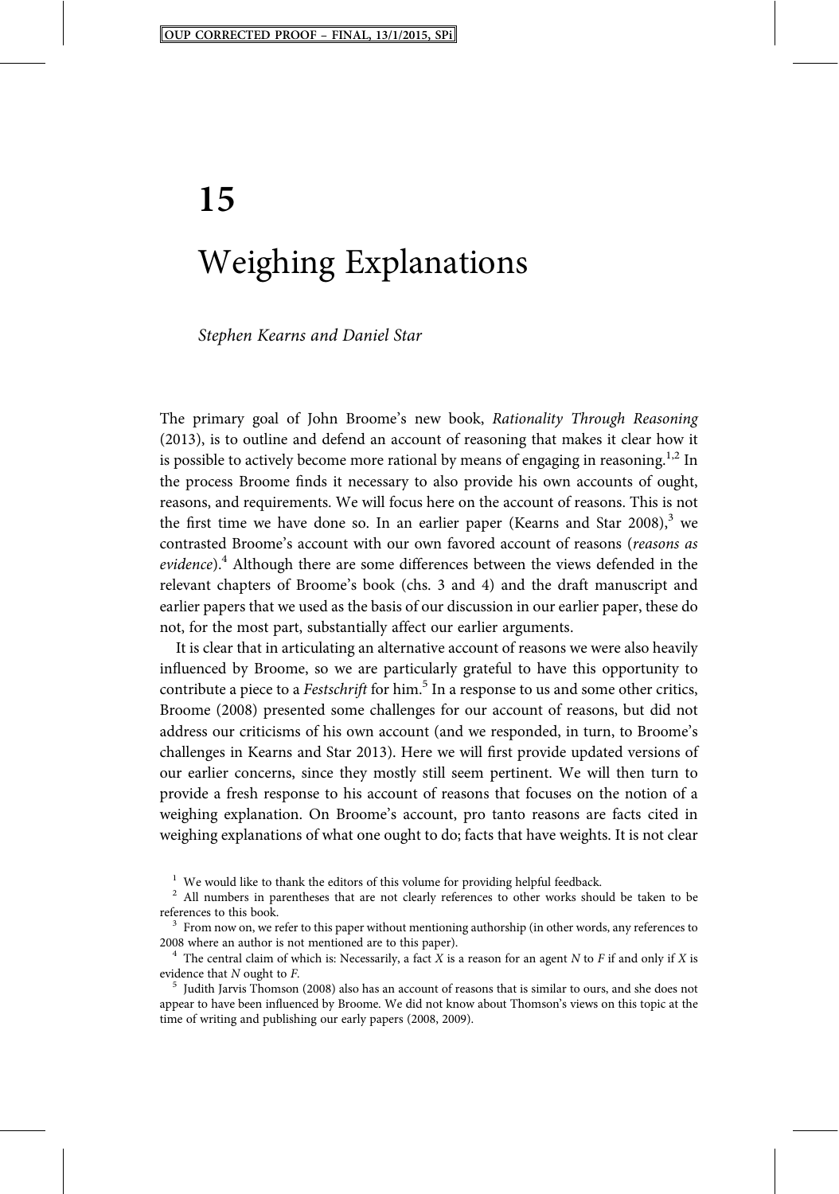# 15

# Weighing Explanations

*Stephen Kearns and Daniel Star*

The primary goal of John Broome's new book, *Rationality Through Reasoning* (2013), is to outline and defend an account of reasoning that makes it clear how it is possible to actively become more rational by means of engaging in reasoning.[1,2] In the process Broome finds it necessary to also provide his own accounts of ought, reasons, and requirements. We will focus here on the account of reasons. This is not the first time we have done so. In an earlier paper (Kearns and Star 2008),[3] we contrasted Broome's account with our own favored account of reasons (*reasons as evidence*).[4] Although there are some differences between the views defended in the relevant chapters of Broome's book (chs. 3 and 4) and the draft manuscript and earlier papers that we used as the basis of our discussion in our earlier paper, these do not, for the most part, substantially affect our earlier arguments.

It is clear that in articulating an alternative account of reasons we were also heavily influenced by Broome, so we are particularly grateful to have this opportunity to contribute a piece to a *Festschrift* for him.[5] In a response to us and some other critics, Broome (2008) presented some challenges for our account of reasons, but did not address our criticisms of his own account (and we responded, in turn, to Broome's challenges in Kearns and Star 2013). Here we will first provide updated versions of our earlier concerns, since they mostly still seem pertinent. We will then turn to provide a fresh response to his account of reasons that focuses on the notion of a weighing explanation. On Broome's account, pro tanto reasons are facts cited in weighing explanations of what one ought to do; facts that have weights. It is not clear

[1] We would like to thank the editors of this volume for providing helpful feedback.

[2] All numbers in parentheses that are not clearly references to other works should be taken to be references to this book.

[3] From now on, we refer to this paper without mentioning authorship (in other words, any references to 2008 where an author is not mentioned are to this paper).

[4] The central claim of which is: Necessarily, a fact *X* is a reason for an agent *N* to *F* if and only if *X* is evidence that *N* ought to *F*.

[5] Judith Jarvis Thomson (2008) also has an account of reasons that is similar to ours, and she does not appear to have been influenced by Broome. We did not know about Thomson's views on this topic at the time of writing and publishing our early papers (2008, 2009).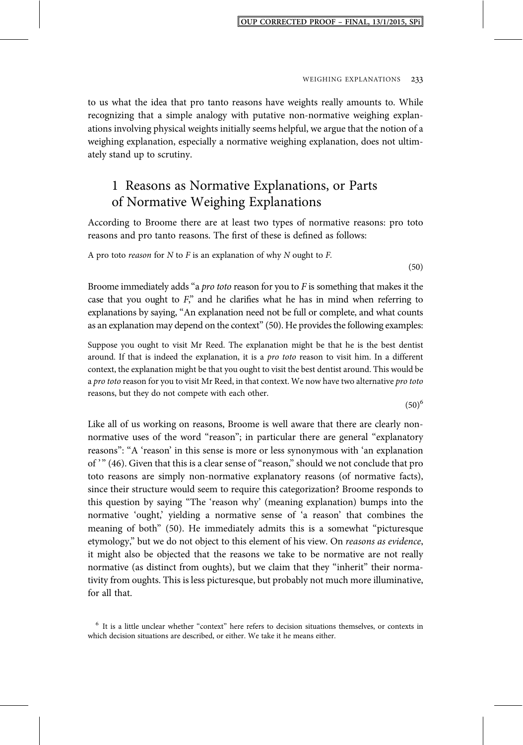to us what the idea that pro tanto reasons have weights really amounts to. While recognizing that a simple analogy with putative non-normative weighing explanations involving physical weights initially seems helpful, we argue that the notion of a weighing explanation, especially a normative weighing explanation, does not ultimately stand up to scrutiny.

## 1 Reasons as Normative Explanations, or Parts of Normative Weighing Explanations

According to Broome there are at least two types of normative reasons: pro toto reasons and pro tanto reasons. The first of these is defined as follows:

A pro toto *reason* for *N* to *F* is an explanation of why *N* ought to *F*.

(50)

Broome immediately adds "a *pro toto* reason for you to *F* is something that makes it the case that you ought to *F*," and he clarifies what he has in mind when referring to explanations by saying, "An explanation need not be full or complete, and what counts as an explanation may depend on the context" (50). He provides the following examples:

Suppose you ought to visit Mr Reed. The explanation might be that he is the best dentist around. If that is indeed the explanation, it is a *pro toto* reason to visit him. In a different context, the explanation might be that you ought to visit the best dentist around. This would be a *pro toto* reason for you to visit Mr Reed, in that context. We now have two alternative *pro toto* reasons, but they do not compete with each other.

(50)[6]

Like all of us working on reasons, Broome is well aware that there are clearly non-normative uses of the word "reason"; in particular there are general "explanatory reasons": "A 'reason' in this sense is more or less synonymous with 'an explanation of '" (46). Given that this is a clear sense of "reason," should we not conclude that pro toto reasons are simply non-normative explanatory reasons (of normative facts), since their structure would seem to require this categorization? Broome responds to this question by saying "The 'reason why' (meaning explanation) bumps into the normative 'ought,' yielding a normative sense of 'a reason' that combines the meaning of both" (50). He immediately admits this is a somewhat "picturesque etymology," but we do not object to this element of his view. On *reasons as evidence*, it might also be objected that the reasons we take to be normative are not really normative (as distinct from oughts), but we claim that they "inherit" their normativity from oughts. This is less picturesque, but probably not much more illuminative, for all that.

[6] It is a little unclear whether "context" here refers to decision situations themselves, or contexts in which decision situations are described, or either. We take it he means either.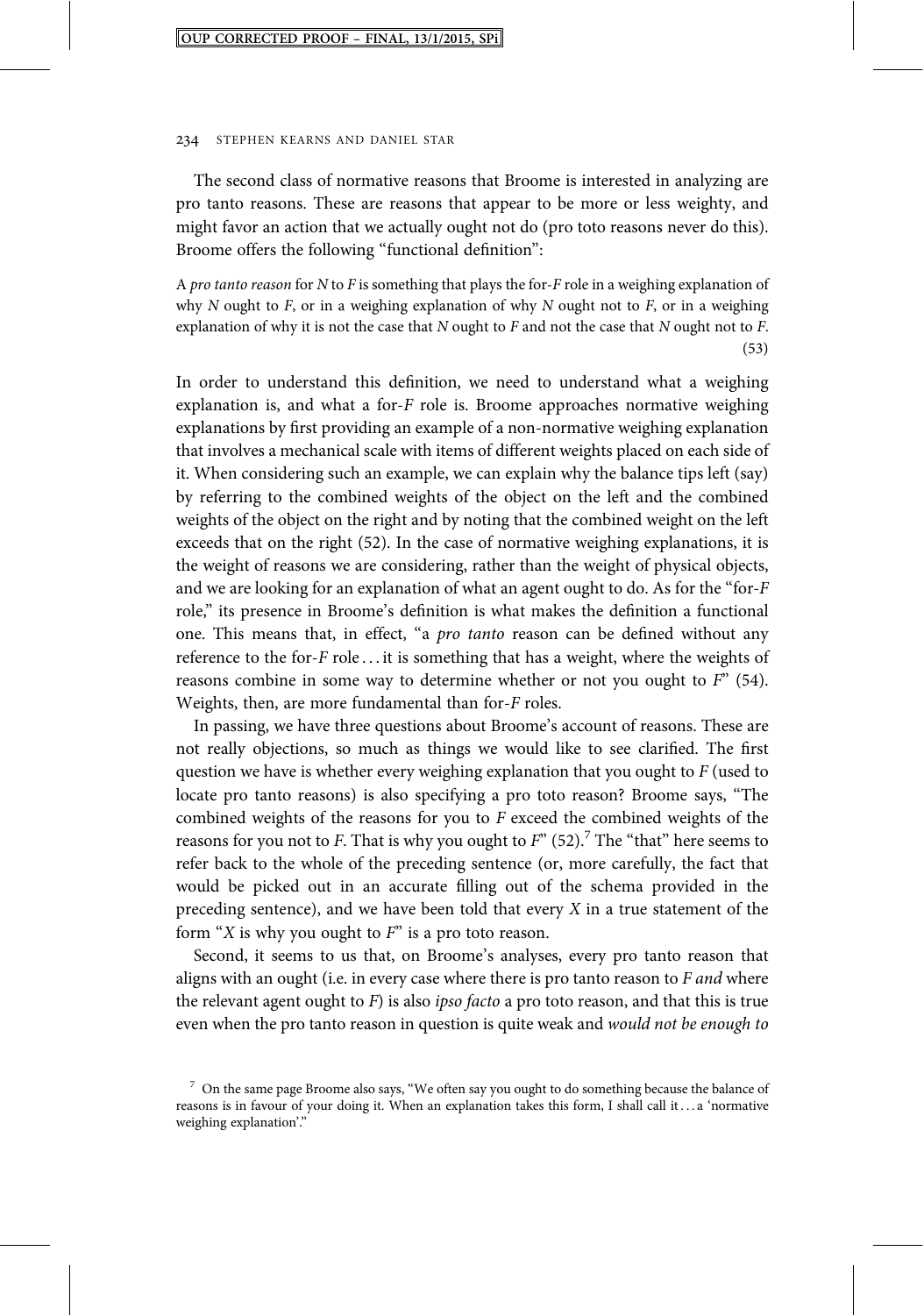The second class of normative reasons that Broome is interested in analyzing are pro tanto reasons. These are reasons that appear to be more or less weighty, and might favor an action that we actually ought not do (pro toto reasons never do this). Broome offers the following "functional definition":

> A *pro tanto reason* for *N* to *F* is something that plays the for-*F* role in a weighing explanation of why *N* ought to *F*, or in a weighing explanation of why *N* ought not to *F*, or in a weighing explanation of why it is not the case that *N* ought to *F* and not the case that *N* ought not to *F*. (53)

In order to understand this definition, we need to understand what a weighing explanation is, and what a for-*F* role is. Broome approaches normative weighing explanations by first providing an example of a non-normative weighing explanation that involves a mechanical scale with items of different weights placed on each side of it. When considering such an example, we can explain why the balance tips left (say) by referring to the combined weights of the object on the left and the combined weights of the object on the right and by noting that the combined weight on the left exceeds that on the right (52). In the case of normative weighing explanations, it is the weight of reasons we are considering, rather than the weight of physical objects, and we are looking for an explanation of what an agent ought to do. As for the "for-*F* role," its presence in Broome's definition is what makes the definition a functional one. This means that, in effect, "a *pro tanto* reason can be defined without any reference to the for-*F* role . . . it is something that has a weight, where the weights of reasons combine in some way to determine whether or not you ought to *F*" (54). Weights, then, are more fundamental than for-*F* roles.

In passing, we have three questions about Broome's account of reasons. These are not really objections, so much as things we would like to see clarified. The first question we have is whether every weighing explanation that you ought to *F* (used to locate pro tanto reasons) is also specifying a pro toto reason? Broome says, "The combined weights of the reasons for you to *F* exceed the combined weights of the reasons for you not to *F*. That is why you ought to *F*" (52).[7] The "that" here seems to refer back to the whole of the preceding sentence (or, more carefully, the fact that would be picked out in an accurate filling out of the schema provided in the preceding sentence), and we have been told that every *X* in a true statement of the form "*X* is why you ought to *F*" is a pro toto reason.

Second, it seems to us that, on Broome's analyses, every pro tanto reason that aligns with an ought (i.e. in every case where there is pro tanto reason to *F and* where the relevant agent ought to *F*) is also *ipso facto* a pro toto reason, and that this is true even when the pro tanto reason in question is quite weak and *would not be enough to*

[7] On the same page Broome also says, "We often say you ought to do something because the balance of reasons is in favour of your doing it. When an explanation takes this form, I shall call it . . . a 'normative weighing explanation'."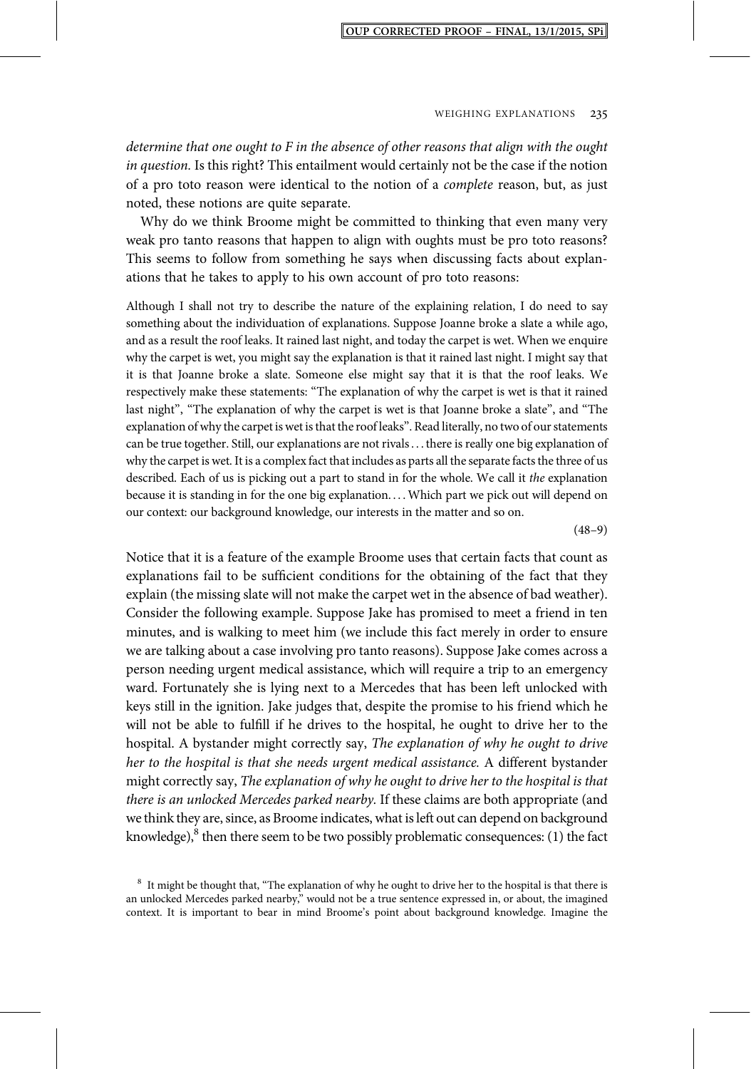*determine that one ought to F in the absence of other reasons that align with the ought in question.* Is this right? This entailment would certainly not be the case if the notion of a pro toto reason were identical to the notion of a *complete* reason, but, as just noted, these notions are quite separate.

Why do we think Broome might be committed to thinking that even many very weak pro tanto reasons that happen to align with oughts must be pro toto reasons? This seems to follow from something he says when discussing facts about explanations that he takes to apply to his own account of pro toto reasons:

> Although I shall not try to describe the nature of the explaining relation, I do need to say something about the individuation of explanations. Suppose Joanne broke a slate a while ago, and as a result the roof leaks. It rained last night, and today the carpet is wet. When we enquire why the carpet is wet, you might say the explanation is that it rained last night. I might say that it is that Joanne broke a slate. Someone else might say that it is that the roof leaks. We respectively make these statements: "The explanation of why the carpet is wet is that it rained last night", "The explanation of why the carpet is wet is that Joanne broke a slate", and "The explanation of why the carpet is wet is that the roof leaks". Read literally, no two of our statements can be true together. Still, our explanations are not rivals . . . there is really one big explanation of why the carpet is wet. It is a complex fact that includes as parts all the separate facts the three of us described. Each of us is picking out a part to stand in for the whole. We call it *the* explanation because it is standing in for the one big explanation. . . . Which part we pick out will depend on our context: our background knowledge, our interests in the matter and so on.
>
> (48–9)

Notice that it is a feature of the example Broome uses that certain facts that count as explanations fail to be sufficient conditions for the obtaining of the fact that they explain (the missing slate will not make the carpet wet in the absence of bad weather). Consider the following example. Suppose Jake has promised to meet a friend in ten minutes, and is walking to meet him (we include this fact merely in order to ensure we are talking about a case involving pro tanto reasons). Suppose Jake comes across a person needing urgent medical assistance, which will require a trip to an emergency ward. Fortunately she is lying next to a Mercedes that has been left unlocked with keys still in the ignition. Jake judges that, despite the promise to his friend which he will not be able to fulfill if he drives to the hospital, he ought to drive her to the hospital. A bystander might correctly say, *The explanation of why he ought to drive her to the hospital is that she needs urgent medical assistance.* A different bystander might correctly say, *The explanation of why he ought to drive her to the hospital is that there is an unlocked Mercedes parked nearby.* If these claims are both appropriate (and we think they are, since, as Broome indicates, what is left out can depend on background knowledge),[8] then there seem to be two possibly problematic consequences: (1) the fact

[8] It might be thought that, "The explanation of why he ought to drive her to the hospital is that there is an unlocked Mercedes parked nearby," would not be a true sentence expressed in, or about, the imagined context. It is important to bear in mind Broome's point about background knowledge. Imagine the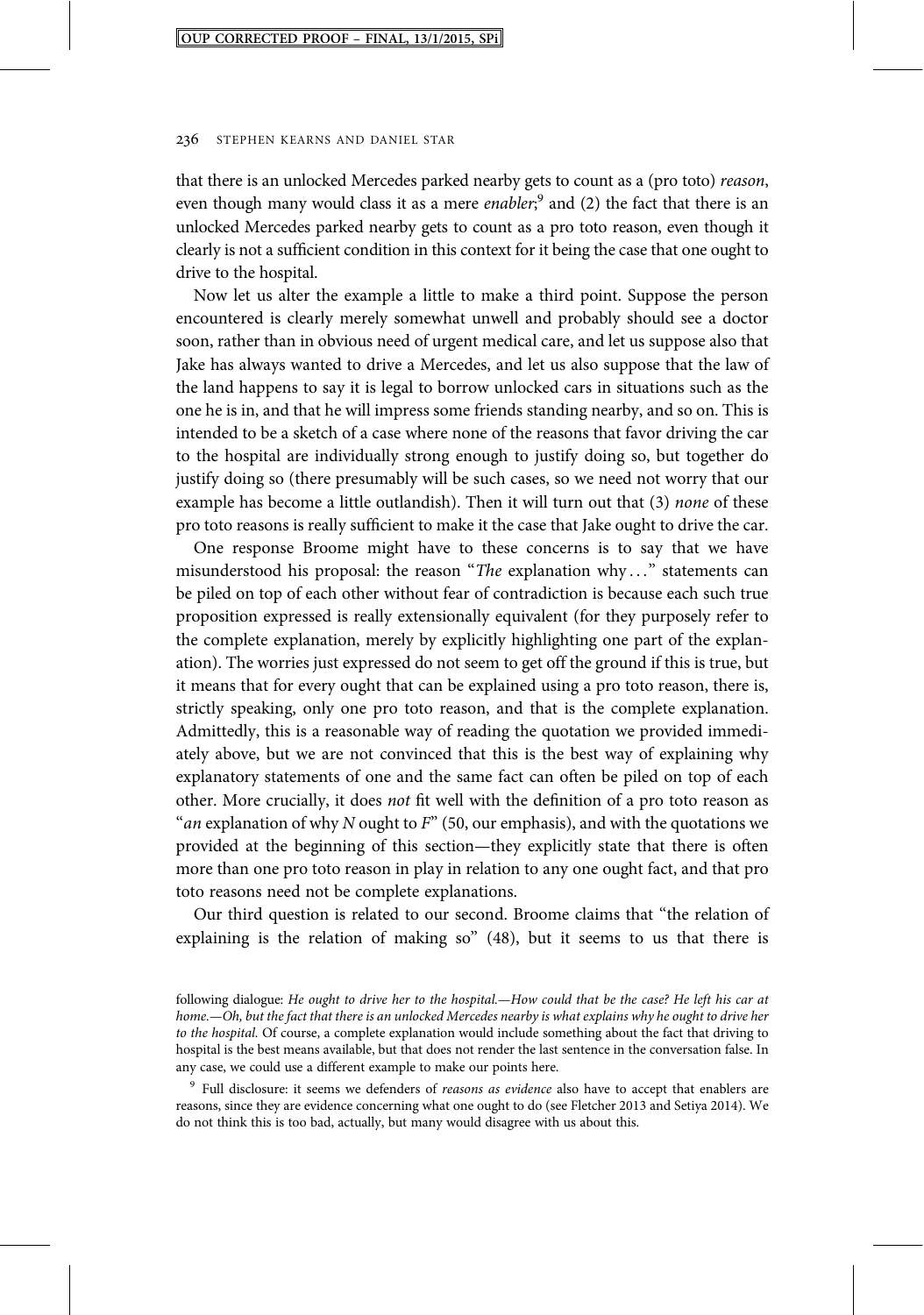that there is an unlocked Mercedes parked nearby gets to count as a (pro toto) *reason*, even though many would class it as a mere *enabler*;[9] and (2) the fact that there is an unlocked Mercedes parked nearby gets to count as a pro toto reason, even though it clearly is not a sufficient condition in this context for it being the case that one ought to drive to the hospital.

Now let us alter the example a little to make a third point. Suppose the person encountered is clearly merely somewhat unwell and probably should see a doctor soon, rather than in obvious need of urgent medical care, and let us suppose also that Jake has always wanted to drive a Mercedes, and let us also suppose that the law of the land happens to say it is legal to borrow unlocked cars in situations such as the one he is in, and that he will impress some friends standing nearby, and so on. This is intended to be a sketch of a case where none of the reasons that favor driving the car to the hospital are individually strong enough to justify doing so, but together do justify doing so (there presumably will be such cases, so we need not worry that our example has become a little outlandish). Then it will turn out that (3) *none* of these pro toto reasons is really sufficient to make it the case that Jake ought to drive the car.

One response Broome might have to these concerns is to say that we have misunderstood his proposal: the reason "*The* explanation why . . ." statements can be piled on top of each other without fear of contradiction is because each such true proposition expressed is really extensionally equivalent (for they purposely refer to the complete explanation, merely by explicitly highlighting one part of the explanation). The worries just expressed do not seem to get off the ground if this is true, but it means that for every ought that can be explained using a pro toto reason, there is, strictly speaking, only one pro toto reason, and that is the complete explanation. Admittedly, this is a reasonable way of reading the quotation we provided immediately above, but we are not convinced that this is the best way of explaining why explanatory statements of one and the same fact can often be piled on top of each other. More crucially, it does *not* fit well with the definition of a pro toto reason as "*an* explanation of why *N* ought to *F*" (50, our emphasis), and with the quotations we provided at the beginning of this section—they explicitly state that there is often more than one pro toto reason in play in relation to any one ought fact, and that pro toto reasons need not be complete explanations.

Our third question is related to our second. Broome claims that "the relation of explaining is the relation of making so" (48), but it seems to us that there is

following dialogue: *He ought to drive her to the hospital.—How could that be the case? He left his car at home.—Oh, but the fact that there is an unlocked Mercedes nearby is what explains why he ought to drive her to the hospital.* Of course, a complete explanation would include something about the fact that driving to hospital is the best means available, but that does not render the last sentence in the conversation false. In any case, we could use a different example to make our points here.

[9] Full disclosure: it seems we defenders of *reasons as evidence* also have to accept that enablers are reasons, since they are evidence concerning what one ought to do (see Fletcher 2013 and Setiya 2014). We do not think this is too bad, actually, but many would disagree with us about this.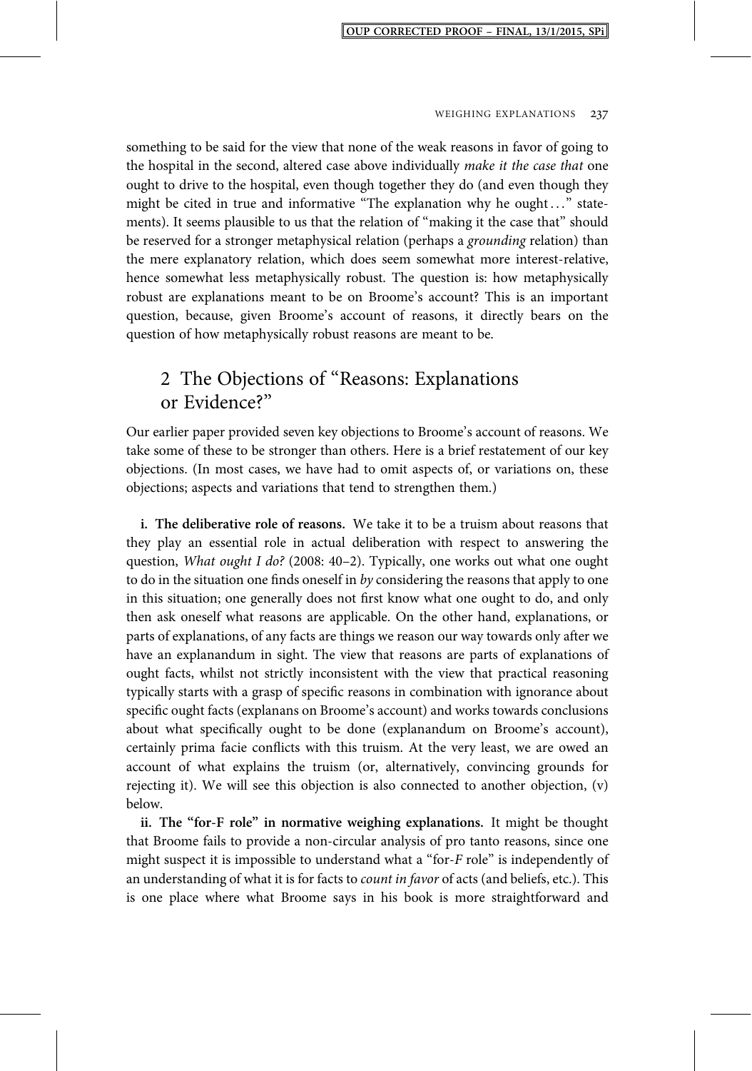something to be said for the view that none of the weak reasons in favor of going to the hospital in the second, altered case above individually *make it the case that* one ought to drive to the hospital, even though together they do (and even though they might be cited in true and informative "The explanation why he ought . . ." statements). It seems plausible to us that the relation of "making it the case that" should be reserved for a stronger metaphysical relation (perhaps a *grounding* relation) than the mere explanatory relation, which does seem somewhat more interest-relative, hence somewhat less metaphysically robust. The question is: how metaphysically robust are explanations meant to be on Broome's account? This is an important question, because, given Broome's account of reasons, it directly bears on the question of how metaphysically robust reasons are meant to be.

## 2 The Objections of "Reasons: Explanations or Evidence?"

Our earlier paper provided seven key objections to Broome's account of reasons. We take some of these to be stronger than others. Here is a brief restatement of our key objections. (In most cases, we have had to omit aspects of, or variations on, these objections; aspects and variations that tend to strengthen them.)

**i. The deliberative role of reasons.** We take it to be a truism about reasons that they play an essential role in actual deliberation with respect to answering the question, *What ought I do?* (2008: 40–2). Typically, one works out what one ought to do in the situation one finds oneself in *by* considering the reasons that apply to one in this situation; one generally does not first know what one ought to do, and only then ask oneself what reasons are applicable. On the other hand, explanations, or parts of explanations, of any facts are things we reason our way towards only after we have an explanandum in sight. The view that reasons are parts of explanations of ought facts, whilst not strictly inconsistent with the view that practical reasoning typically starts with a grasp of specific reasons in combination with ignorance about specific ought facts (explanans on Broome's account) and works towards conclusions about what specifically ought to be done (explanandum on Broome's account), certainly prima facie conflicts with this truism. At the very least, we are owed an account of what explains the truism (or, alternatively, convincing grounds for rejecting it). We will see this objection is also connected to another objection, (v) below.

**ii. The "for-F role" in normative weighing explanations.** It might be thought that Broome fails to provide a non-circular analysis of pro tanto reasons, since one might suspect it is impossible to understand what a "for-*F* role" is independently of an understanding of what it is for facts to *count in favor* of acts (and beliefs, etc.). This is one place where what Broome says in his book is more straightforward and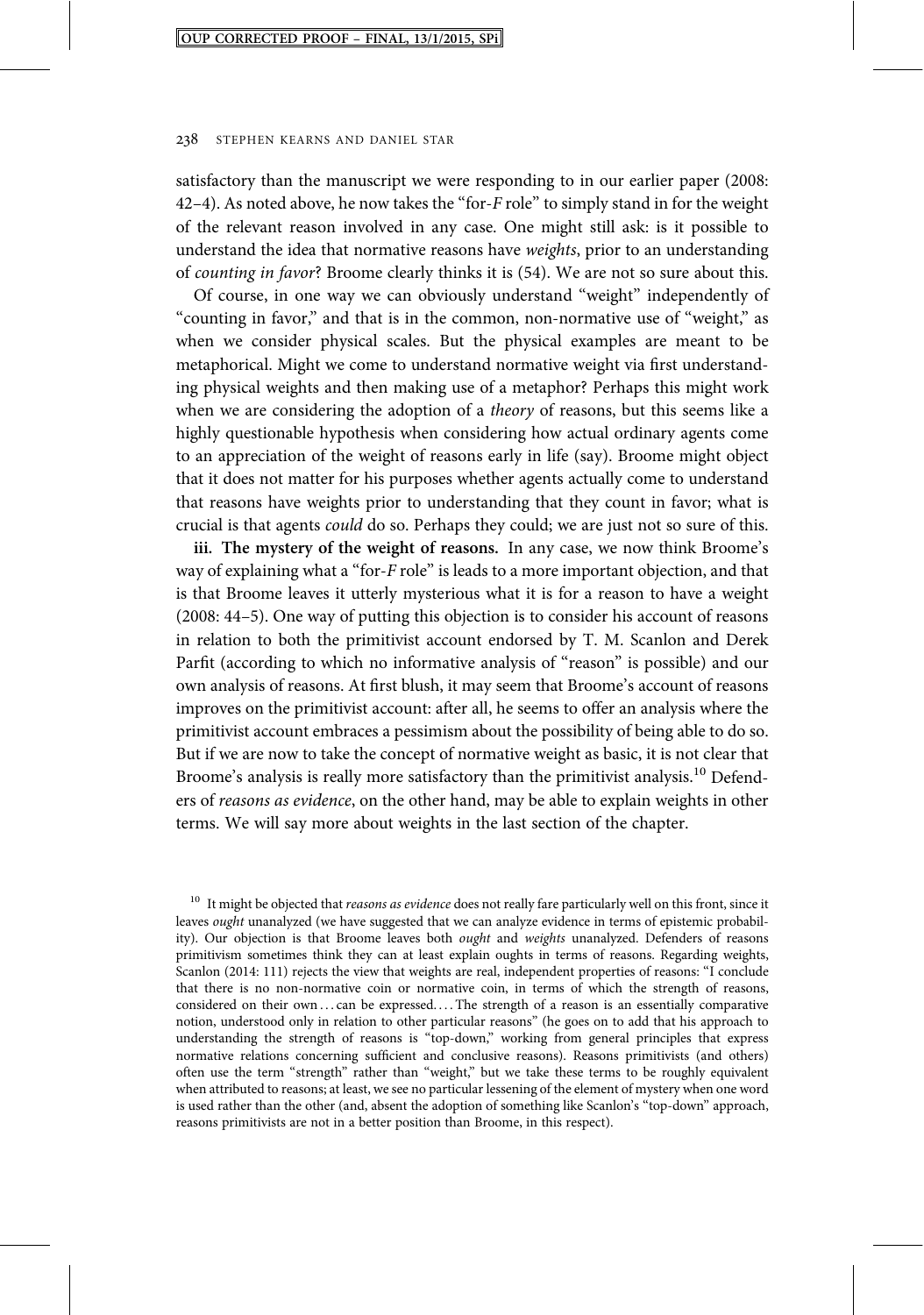satisfactory than the manuscript we were responding to in our earlier paper (2008: 42–4). As noted above, he now takes the "for-*F* role" to simply stand in for the weight of the relevant reason involved in any case. One might still ask: is it possible to understand the idea that normative reasons have *weights*, prior to an understanding of *counting in favor*? Broome clearly thinks it is (54). We are not so sure about this.

Of course, in one way we can obviously understand "weight" independently of "counting in favor," and that is in the common, non-normative use of "weight," as when we consider physical scales. But the physical examples are meant to be metaphorical. Might we come to understand normative weight via first understanding physical weights and then making use of a metaphor? Perhaps this might work when we are considering the adoption of a *theory* of reasons, but this seems like a highly questionable hypothesis when considering how actual ordinary agents come to an appreciation of the weight of reasons early in life (say). Broome might object that it does not matter for his purposes whether agents actually come to understand that reasons have weights prior to understanding that they count in favor; what is crucial is that agents *could* do so. Perhaps they could; we are just not so sure of this.

**iii. The mystery of the weight of reasons.** In any case, we now think Broome's way of explaining what a "for-*F* role" is leads to a more important objection, and that is that Broome leaves it utterly mysterious what it is for a reason to have a weight (2008: 44–5). One way of putting this objection is to consider his account of reasons in relation to both the primitivist account endorsed by T. M. Scanlon and Derek Parfit (according to which no informative analysis of "reason" is possible) and our own analysis of reasons. At first blush, it may seem that Broome's account of reasons improves on the primitivist account: after all, he seems to offer an analysis where the primitivist account embraces a pessimism about the possibility of being able to do so. But if we are now to take the concept of normative weight as basic, it is not clear that Broome's analysis is really more satisfactory than the primitivist analysis.[10] Defenders of *reasons as evidence*, on the other hand, may be able to explain weights in other terms. We will say more about weights in the last section of the chapter.

[10] It might be objected that *reasons as evidence* does not really fare particularly well on this front, since it leaves *ought* unanalyzed (we have suggested that we can analyze evidence in terms of epistemic probability). Our objection is that Broome leaves both *ought* and *weights* unanalyzed. Defenders of reasons primitivism sometimes think they can at least explain oughts in terms of reasons. Regarding weights, Scanlon (2014: 111) rejects the view that weights are real, independent properties of reasons: "I conclude that there is no non-normative coin or normative coin, in terms of which the strength of reasons, considered on their own . . . can be expressed. . . . The strength of a reason is an essentially comparative notion, understood only in relation to other particular reasons" (he goes on to add that his approach to understanding the strength of reasons is "top-down," working from general principles that express normative relations concerning sufficient and conclusive reasons). Reasons primitivists (and others) often use the term "strength" rather than "weight," but we take these terms to be roughly equivalent when attributed to reasons; at least, we see no particular lessening of the element of mystery when one word is used rather than the other (and, absent the adoption of something like Scanlon's "top-down" approach, reasons primitivists are not in a better position than Broome, in this respect).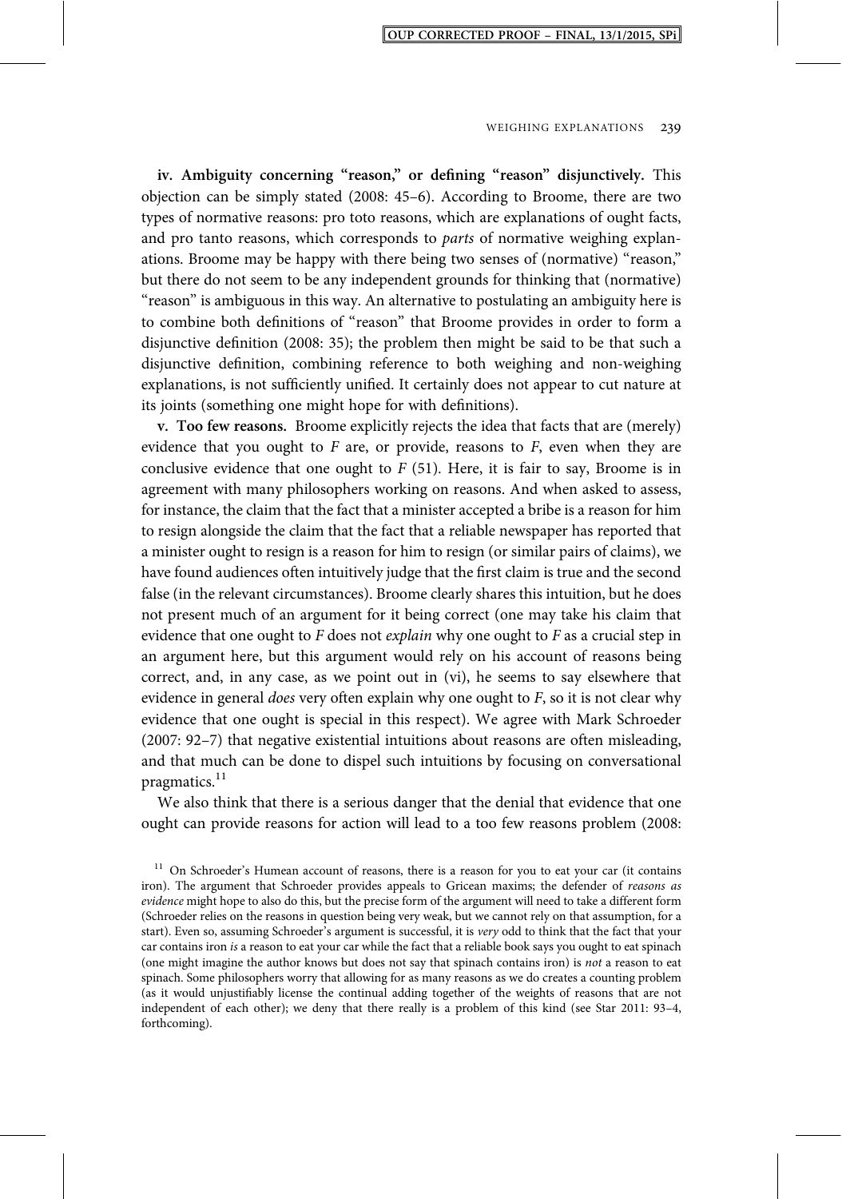**iv. Ambiguity concerning "reason," or defining "reason" disjunctively.** This objection can be simply stated (2008: 45–6). According to Broome, there are two types of normative reasons: pro toto reasons, which are explanations of ought facts, and pro tanto reasons, which corresponds to *parts* of normative weighing explanations. Broome may be happy with there being two senses of (normative) "reason," but there do not seem to be any independent grounds for thinking that (normative) "reason" is ambiguous in this way. An alternative to postulating an ambiguity here is to combine both definitions of "reason" that Broome provides in order to form a disjunctive definition (2008: 35); the problem then might be said to be that such a disjunctive definition, combining reference to both weighing and non-weighing explanations, is not sufficiently unified. It certainly does not appear to cut nature at its joints (something one might hope for with definitions).

**v. Too few reasons.** Broome explicitly rejects the idea that facts that are (merely) evidence that you ought to *F* are, or provide, reasons to *F*, even when they are conclusive evidence that one ought to *F* (51). Here, it is fair to say, Broome is in agreement with many philosophers working on reasons. And when asked to assess, for instance, the claim that the fact that a minister accepted a bribe is a reason for him to resign alongside the claim that the fact that a reliable newspaper has reported that a minister ought to resign is a reason for him to resign (or similar pairs of claims), we have found audiences often intuitively judge that the first claim is true and the second false (in the relevant circumstances). Broome clearly shares this intuition, but he does not present much of an argument for it being correct (one may take his claim that evidence that one ought to *F* does not *explain* why one ought to *F* as a crucial step in an argument here, but this argument would rely on his account of reasons being correct, and, in any case, as we point out in (vi), he seems to say elsewhere that evidence in general *does* very often explain why one ought to *F*, so it is not clear why evidence that one ought is special in this respect). We agree with Mark Schroeder (2007: 92–7) that negative existential intuitions about reasons are often misleading, and that much can be done to dispel such intuitions by focusing on conversational pragmatics.[11]

We also think that there is a serious danger that the denial that evidence that one ought can provide reasons for action will lead to a too few reasons problem (2008:

[11] On Schroeder's Humean account of reasons, there is a reason for you to eat your car (it contains iron). The argument that Schroeder provides appeals to Gricean maxims; the defender of *reasons as evidence* might hope to also do this, but the precise form of the argument will need to take a different form (Schroeder relies on the reasons in question being very weak, but we cannot rely on that assumption, for a start). Even so, assuming Schroeder's argument is successful, it is *very* odd to think that the fact that your car contains iron *is* a reason to eat your car while the fact that a reliable book says you ought to eat spinach (one might imagine the author knows but does not say that spinach contains iron) is *not* a reason to eat spinach. Some philosophers worry that allowing for as many reasons as we do creates a counting problem (as it would unjustifiably license the continual adding together of the weights of reasons that are not independent of each other); we deny that there really is a problem of this kind (see Star 2011: 93–4, forthcoming).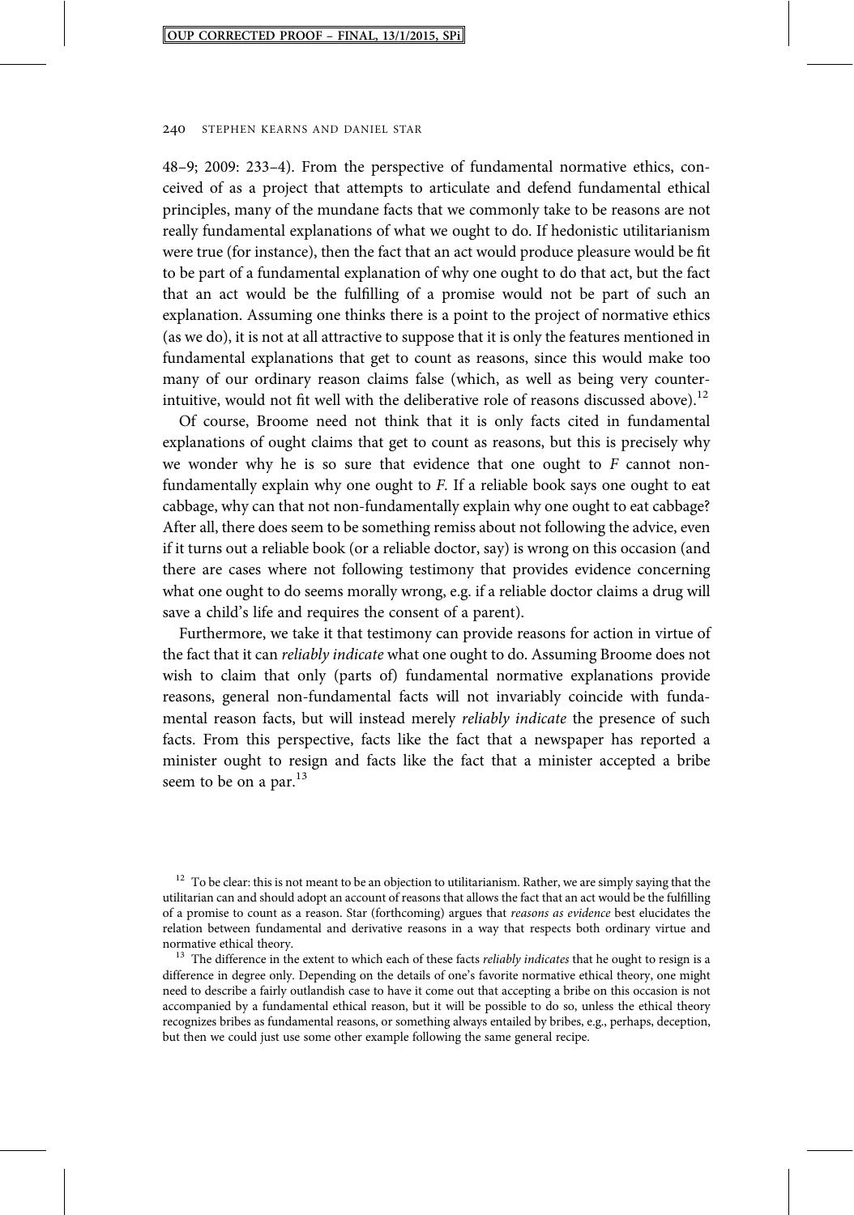48–9; 2009: 233–4). From the perspective of fundamental normative ethics, conceived of as a project that attempts to articulate and defend fundamental ethical principles, many of the mundane facts that we commonly take to be reasons are not really fundamental explanations of what we ought to do. If hedonistic utilitarianism were true (for instance), then the fact that an act would produce pleasure would be fit to be part of a fundamental explanation of why one ought to do that act, but the fact that an act would be the fulfilling of a promise would not be part of such an explanation. Assuming one thinks there is a point to the project of normative ethics (as we do), it is not at all attractive to suppose that it is only the features mentioned in fundamental explanations that get to count as reasons, since this would make too many of our ordinary reason claims false (which, as well as being very counter-intuitive, would not fit well with the deliberative role of reasons discussed above).[12]

Of course, Broome need not think that it is only facts cited in fundamental explanations of ought claims that get to count as reasons, but this is precisely why we wonder why he is so sure that evidence that one ought to *F* cannot non-fundamentally explain why one ought to *F*. If a reliable book says one ought to eat cabbage, why can that not non-fundamentally explain why one ought to eat cabbage? After all, there does seem to be something remiss about not following the advice, even if it turns out a reliable book (or a reliable doctor, say) is wrong on this occasion (and there are cases where not following testimony that provides evidence concerning what one ought to do seems morally wrong, e.g. if a reliable doctor claims a drug will save a child's life and requires the consent of a parent).

Furthermore, we take it that testimony can provide reasons for action in virtue of the fact that it can *reliably indicate* what one ought to do. Assuming Broome does not wish to claim that only (parts of) fundamental normative explanations provide reasons, general non-fundamental facts will not invariably coincide with fundamental reason facts, but will instead merely *reliably indicate* the presence of such facts. From this perspective, facts like the fact that a newspaper has reported a minister ought to resign and facts like the fact that a minister accepted a bribe seem to be on a par.[13]

[12] To be clear: this is not meant to be an objection to utilitarianism. Rather, we are simply saying that the utilitarian can and should adopt an account of reasons that allows the fact that an act would be the fulfilling of a promise to count as a reason. Star (forthcoming) argues that *reasons as evidence* best elucidates the relation between fundamental and derivative reasons in a way that respects both ordinary virtue and normative ethical theory.

[13] The difference in the extent to which each of these facts *reliably indicates* that he ought to resign is a difference in degree only. Depending on the details of one's favorite normative ethical theory, one might need to describe a fairly outlandish case to have it come out that accepting a bribe on this occasion is not accompanied by a fundamental ethical reason, but it will be possible to do so, unless the ethical theory recognizes bribes as fundamental reasons, or something always entailed by bribes, e.g., perhaps, deception, but then we could just use some other example following the same general recipe.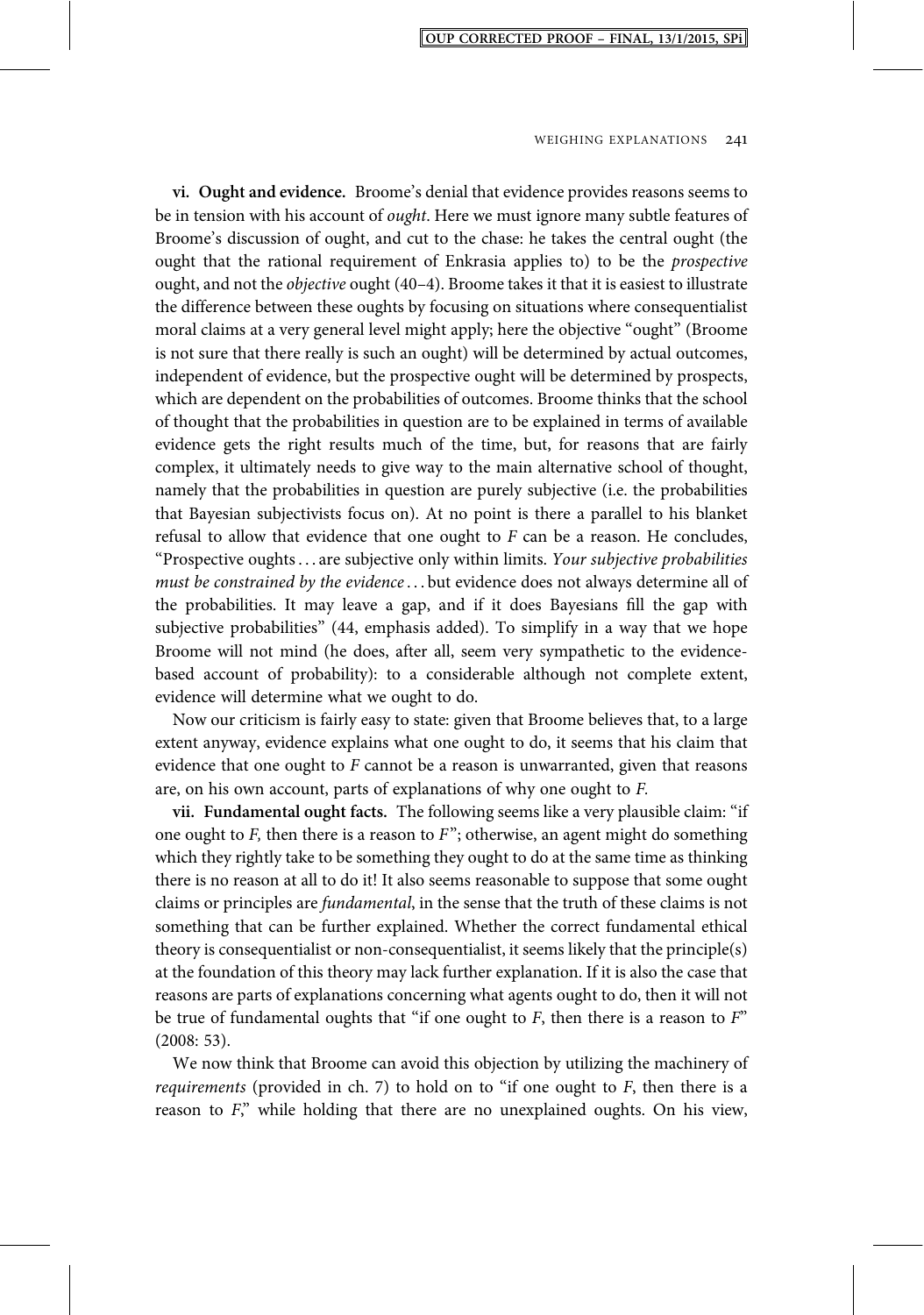**vi. Ought and evidence.** Broome's denial that evidence provides reasons seems to be in tension with his account of *ought*. Here we must ignore many subtle features of Broome's discussion of ought, and cut to the chase: he takes the central ought (the ought that the rational requirement of Enkrasia applies to) to be the *prospective* ought, and not the *objective* ought (40–4). Broome takes it that it is easiest to illustrate the difference between these oughts by focusing on situations where consequentialist moral claims at a very general level might apply; here the objective "ought" (Broome is not sure that there really is such an ought) will be determined by actual outcomes, independent of evidence, but the prospective ought will be determined by prospects, which are dependent on the probabilities of outcomes. Broome thinks that the school of thought that the probabilities in question are to be explained in terms of available evidence gets the right results much of the time, but, for reasons that are fairly complex, it ultimately needs to give way to the main alternative school of thought, namely that the probabilities in question are purely subjective (i.e. the probabilities that Bayesian subjectivists focus on). At no point is there a parallel to his blanket refusal to allow that evidence that one ought to *F* can be a reason. He concludes, "Prospective oughts . . . are subjective only within limits. *Your subjective probabilities must be constrained by the evidence* . . . but evidence does not always determine all of the probabilities. It may leave a gap, and if it does Bayesians fill the gap with subjective probabilities" (44, emphasis added). To simplify in a way that we hope Broome will not mind (he does, after all, seem very sympathetic to the evidence-based account of probability): to a considerable although not complete extent, evidence will determine what we ought to do.

Now our criticism is fairly easy to state: given that Broome believes that, to a large extent anyway, evidence explains what one ought to do, it seems that his claim that evidence that one ought to *F* cannot be a reason is unwarranted, given that reasons are, on his own account, parts of explanations of why one ought to *F*.

**vii. Fundamental ought facts.** The following seems like a very plausible claim: "if one ought to *F,* then there is a reason to *F*"; otherwise, an agent might do something which they rightly take to be something they ought to do at the same time as thinking there is no reason at all to do it! It also seems reasonable to suppose that some ought claims or principles are *fundamental*, in the sense that the truth of these claims is not something that can be further explained. Whether the correct fundamental ethical theory is consequentialist or non-consequentialist, it seems likely that the principle(s) at the foundation of this theory may lack further explanation. If it is also the case that reasons are parts of explanations concerning what agents ought to do, then it will not be true of fundamental oughts that "if one ought to *F*, then there is a reason to *F*" (2008: 53).

We now think that Broome can avoid this objection by utilizing the machinery of *requirements* (provided in ch. 7) to hold on to "if one ought to *F*, then there is a reason to *F*," while holding that there are no unexplained oughts. On his view,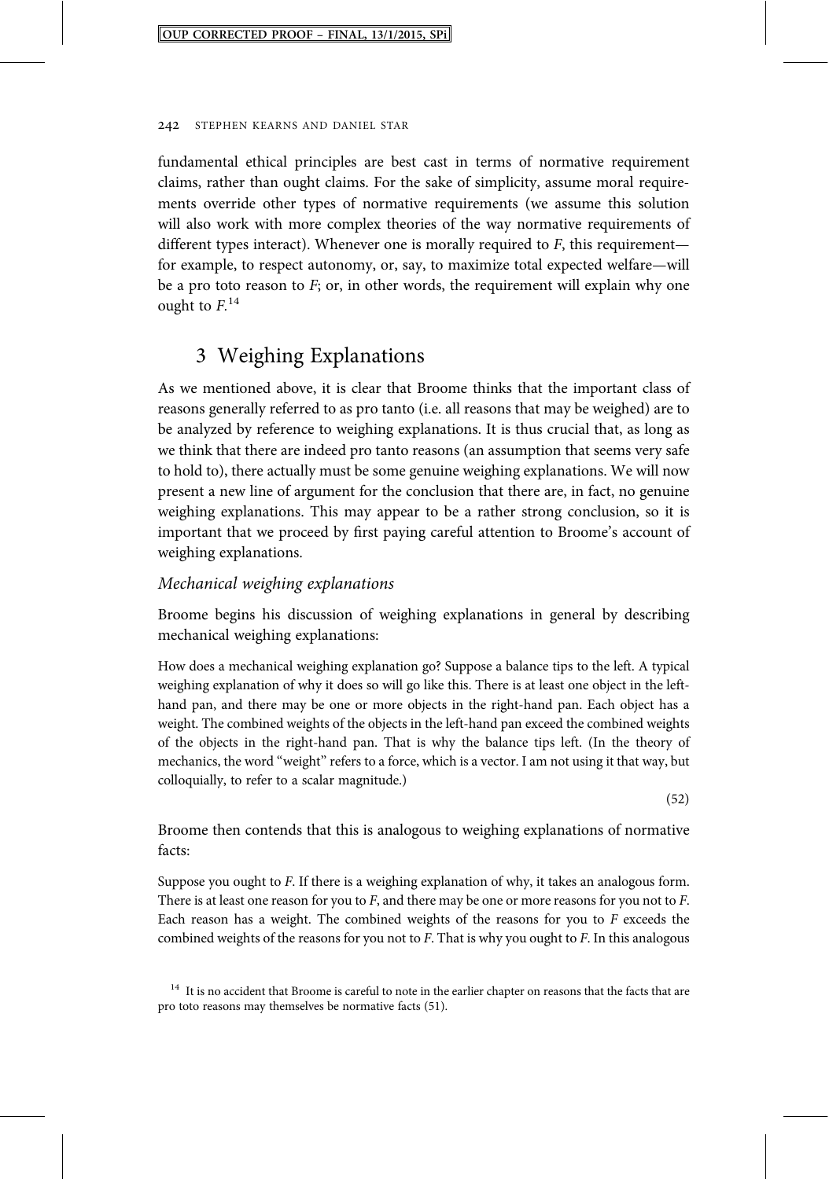fundamental ethical principles are best cast in terms of normative requirement claims, rather than ought claims. For the sake of simplicity, assume moral requirements override other types of normative requirements (we assume this solution will also work with more complex theories of the way normative requirements of different types interact). Whenever one is morally required to *F*, this requirement—for example, to respect autonomy, or, say, to maximize total expected welfare—will be a pro toto reason to *F*; or, in other words, the requirement will explain why one ought to *F*.[14]

## 3 Weighing Explanations

As we mentioned above, it is clear that Broome thinks that the important class of reasons generally referred to as pro tanto (i.e. all reasons that may be weighed) are to be analyzed by reference to weighing explanations. It is thus crucial that, as long as we think that there are indeed pro tanto reasons (an assumption that seems very safe to hold to), there actually must be some genuine weighing explanations. We will now present a new line of argument for the conclusion that there are, in fact, no genuine weighing explanations. This may appear to be a rather strong conclusion, so it is important that we proceed by first paying careful attention to Broome's account of weighing explanations.

### *Mechanical weighing explanations*

Broome begins his discussion of weighing explanations in general by describing mechanical weighing explanations:

> How does a mechanical weighing explanation go? Suppose a balance tips to the left. A typical weighing explanation of why it does so will go like this. There is at least one object in the left-hand pan, and there may be one or more objects in the right-hand pan. Each object has a weight. The combined weights of the objects in the left-hand pan exceed the combined weights of the objects in the right-hand pan. That is why the balance tips left. (In the theory of mechanics, the word "weight" refers to a force, which is a vector. I am not using it that way, but colloquially, to refer to a scalar magnitude.)
>
> (52)

Broome then contends that this is analogous to weighing explanations of normative facts:

> Suppose you ought to *F*. If there is a weighing explanation of why, it takes an analogous form. There is at least one reason for you to *F*, and there may be one or more reasons for you not to *F*. Each reason has a weight. The combined weights of the reasons for you to *F* exceeds the combined weights of the reasons for you not to *F*. That is why you ought to *F*. In this analogous

[14] It is no accident that Broome is careful to note in the earlier chapter on reasons that the facts that are pro toto reasons may themselves be normative facts (51).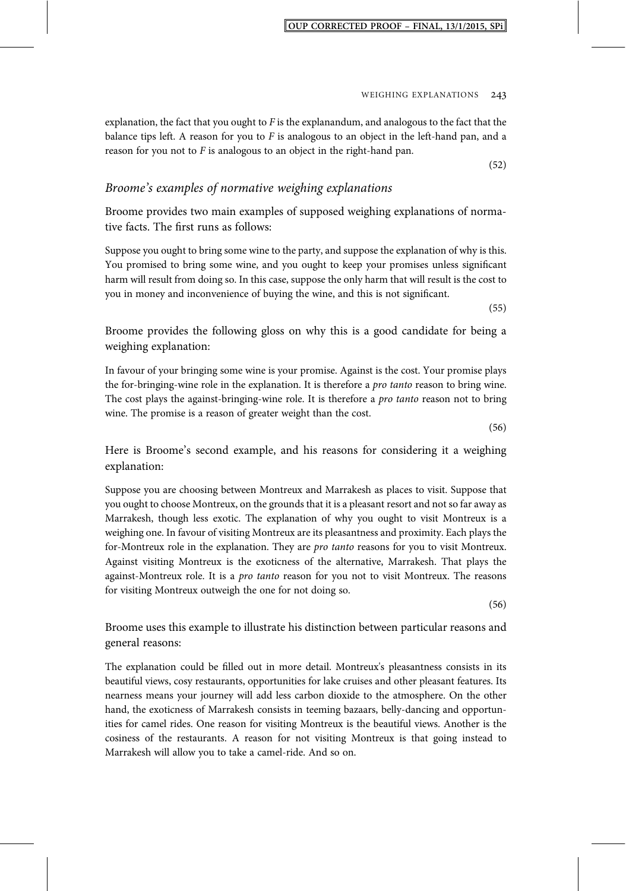explanation, the fact that you ought to *F* is the explanandum, and analogous to the fact that the balance tips left. A reason for you to *F* is analogous to an object in the left-hand pan, and a reason for you not to *F* is analogous to an object in the right-hand pan.

(52)

### *Broome's examples of normative weighing explanations*

Broome provides two main examples of supposed weighing explanations of normative facts. The first runs as follows:

> Suppose you ought to bring some wine to the party, and suppose the explanation of why is this. You promised to bring some wine, and you ought to keep your promises unless significant harm will result from doing so. In this case, suppose the only harm that will result is the cost to you in money and inconvenience of buying the wine, and this is not significant.
>
> (55)

Broome provides the following gloss on why this is a good candidate for being a weighing explanation:

> In favour of your bringing some wine is your promise. Against is the cost. Your promise plays the for-bringing-wine role in the explanation. It is therefore a *pro tanto* reason to bring wine. The cost plays the against-bringing-wine role. It is therefore a *pro tanto* reason not to bring wine. The promise is a reason of greater weight than the cost.
>
> (56)

Here is Broome's second example, and his reasons for considering it a weighing explanation:

> Suppose you are choosing between Montreux and Marrakesh as places to visit. Suppose that you ought to choose Montreux, on the grounds that it is a pleasant resort and not so far away as Marrakesh, though less exotic. The explanation of why you ought to visit Montreux is a weighing one. In favour of visiting Montreux are its pleasantness and proximity. Each plays the for-Montreux role in the explanation. They are *pro tanto* reasons for you to visit Montreux. Against visiting Montreux is the exoticness of the alternative, Marrakesh. That plays the against-Montreux role. It is a *pro tanto* reason for you not to visit Montreux. The reasons for visiting Montreux outweigh the one for not doing so.
>
> (56)

Broome uses this example to illustrate his distinction between particular reasons and general reasons:

> The explanation could be filled out in more detail. Montreux's pleasantness consists in its beautiful views, cosy restaurants, opportunities for lake cruises and other pleasant features. Its nearness means your journey will add less carbon dioxide to the atmosphere. On the other hand, the exoticness of Marrakesh consists in teeming bazaars, belly-dancing and opportunities for camel rides. One reason for visiting Montreux is the beautiful views. Another is the cosiness of the restaurants. A reason for not visiting Montreux is that going instead to Marrakesh will allow you to take a camel-ride. And so on.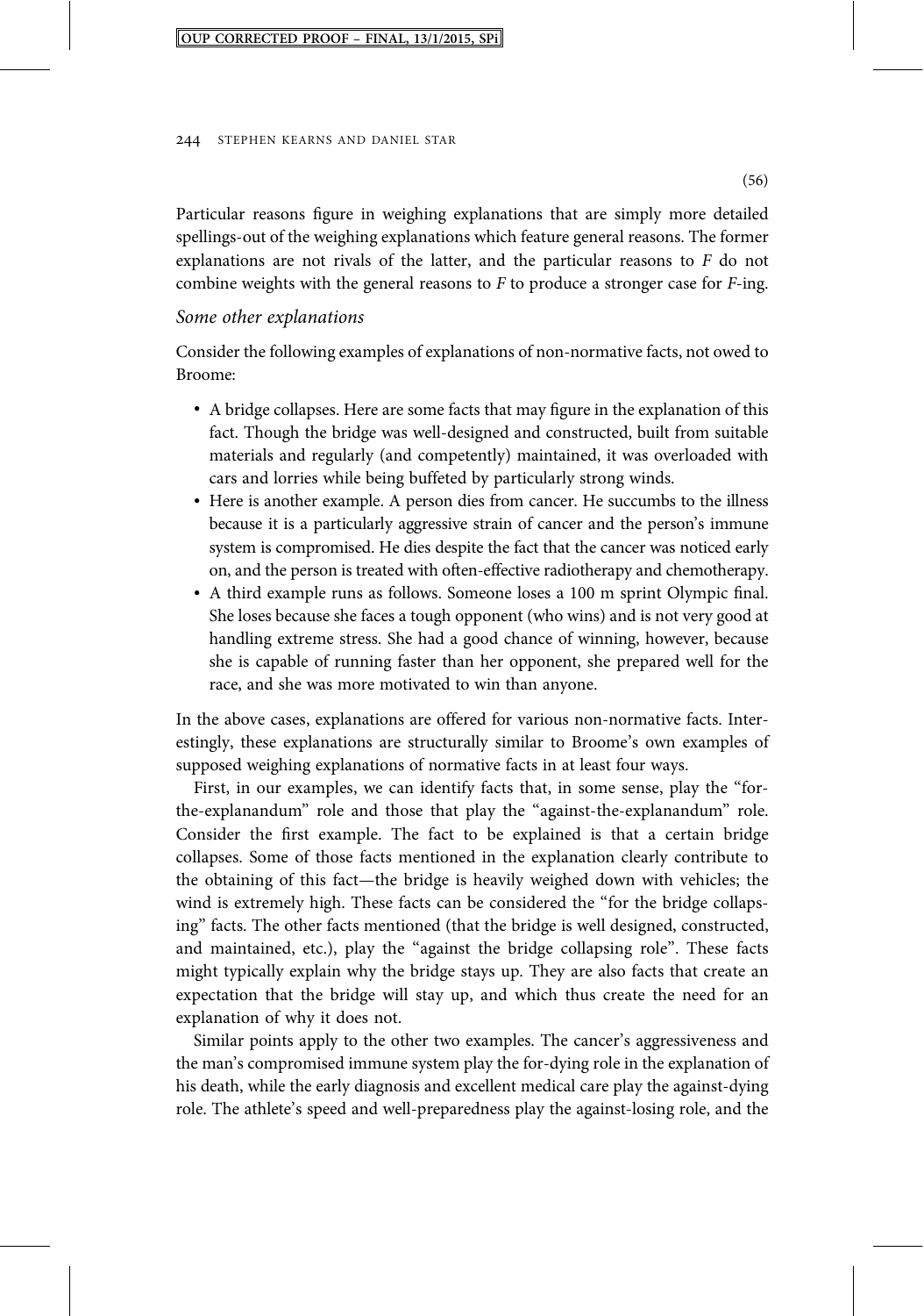(56)

Particular reasons figure in weighing explanations that are simply more detailed spellings-out of the weighing explanations which feature general reasons. The former explanations are not rivals of the latter, and the particular reasons to *F* do not combine weights with the general reasons to *F* to produce a stronger case for *F*-ing.

### *Some other explanations*

Consider the following examples of explanations of non-normative facts, not owed to Broome:

- A bridge collapses. Here are some facts that may figure in the explanation of this fact. Though the bridge was well-designed and constructed, built from suitable materials and regularly (and competently) maintained, it was overloaded with cars and lorries while being buffeted by particularly strong winds.
- Here is another example. A person dies from cancer. He succumbs to the illness because it is a particularly aggressive strain of cancer and the person's immune system is compromised. He dies despite the fact that the cancer was noticed early on, and the person is treated with often-effective radiotherapy and chemotherapy.
- A third example runs as follows. Someone loses a 100 m sprint Olympic final. She loses because she faces a tough opponent (who wins) and is not very good at handling extreme stress. She had a good chance of winning, however, because she is capable of running faster than her opponent, she prepared well for the race, and she was more motivated to win than anyone.

In the above cases, explanations are offered for various non-normative facts. Interestingly, these explanations are structurally similar to Broome's own examples of supposed weighing explanations of normative facts in at least four ways.

First, in our examples, we can identify facts that, in some sense, play the "for-the-explanandum" role and those that play the "against-the-explanandum" role. Consider the first example. The fact to be explained is that a certain bridge collapses. Some of those facts mentioned in the explanation clearly contribute to the obtaining of this fact—the bridge is heavily weighed down with vehicles; the wind is extremely high. These facts can be considered the "for the bridge collapsing" facts. The other facts mentioned (that the bridge is well designed, constructed, and maintained, etc.), play the "against the bridge collapsing role". These facts might typically explain why the bridge stays up. They are also facts that create an expectation that the bridge will stay up, and which thus create the need for an explanation of why it does not.

Similar points apply to the other two examples. The cancer's aggressiveness and the man's compromised immune system play the for-dying role in the explanation of his death, while the early diagnosis and excellent medical care play the against-dying role. The athlete's speed and well-preparedness play the against-losing role, and the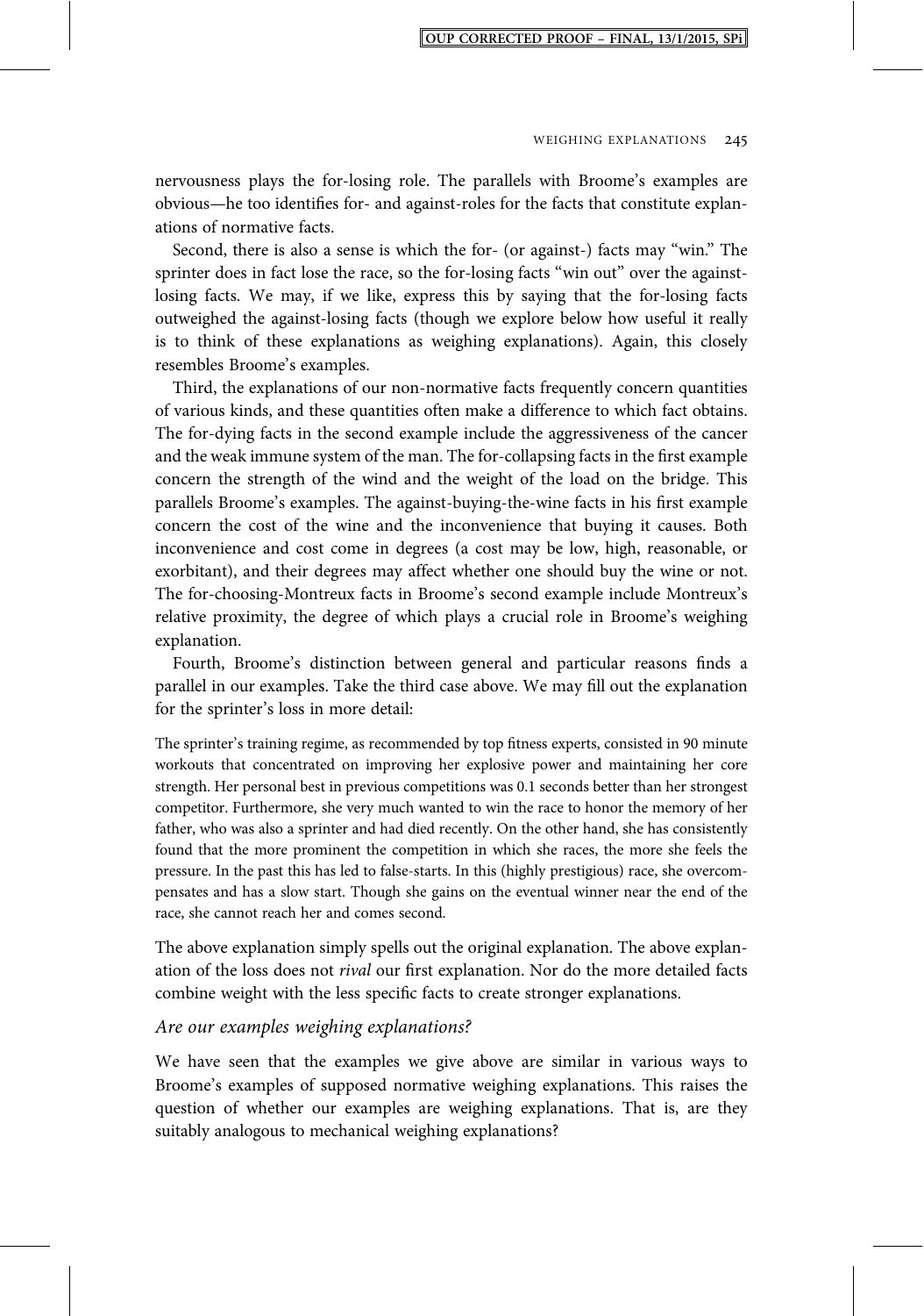nervousness plays the for-losing role. The parallels with Broome's examples are obvious—he too identifies for- and against-roles for the facts that constitute explanations of normative facts.

Second, there is also a sense is which the for- (or against-) facts may "win." The sprinter does in fact lose the race, so the for-losing facts "win out" over the against-losing facts. We may, if we like, express this by saying that the for-losing facts outweighed the against-losing facts (though we explore below how useful it really is to think of these explanations as weighing explanations). Again, this closely resembles Broome's examples.

Third, the explanations of our non-normative facts frequently concern quantities of various kinds, and these quantities often make a difference to which fact obtains. The for-dying facts in the second example include the aggressiveness of the cancer and the weak immune system of the man. The for-collapsing facts in the first example concern the strength of the wind and the weight of the load on the bridge. This parallels Broome's examples. The against-buying-the-wine facts in his first example concern the cost of the wine and the inconvenience that buying it causes. Both inconvenience and cost come in degrees (a cost may be low, high, reasonable, or exorbitant), and their degrees may affect whether one should buy the wine or not. The for-choosing-Montreux facts in Broome's second example include Montreux's relative proximity, the degree of which plays a crucial role in Broome's weighing explanation.

Fourth, Broome's distinction between general and particular reasons finds a parallel in our examples. Take the third case above. We may fill out the explanation for the sprinter's loss in more detail:

> The sprinter's training regime, as recommended by top fitness experts, consisted in 90 minute workouts that concentrated on improving her explosive power and maintaining her core strength. Her personal best in previous competitions was 0.1 seconds better than her strongest competitor. Furthermore, she very much wanted to win the race to honor the memory of her father, who was also a sprinter and had died recently. On the other hand, she has consistently found that the more prominent the competition in which she races, the more she feels the pressure. In the past this has led to false-starts. In this (highly prestigious) race, she overcompensates and has a slow start. Though she gains on the eventual winner near the end of the race, she cannot reach her and comes second.

The above explanation simply spells out the original explanation. The above explanation of the loss does not *rival* our first explanation. Nor do the more detailed facts combine weight with the less specific facts to create stronger explanations.

### *Are our examples weighing explanations?*

We have seen that the examples we give above are similar in various ways to Broome's examples of supposed normative weighing explanations. This raises the question of whether our examples are weighing explanations. That is, are they suitably analogous to mechanical weighing explanations?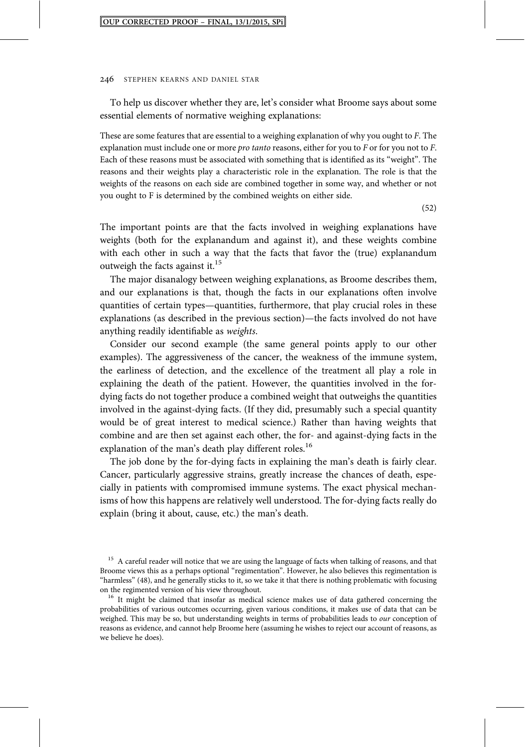To help us discover whether they are, let's consider what Broome says about some essential elements of normative weighing explanations:

> These are some features that are essential to a weighing explanation of why you ought to *F*. The explanation must include one or more *pro tanto* reasons, either for you to *F* or for you not to *F*. Each of these reasons must be associated with something that is identified as its "weight". The reasons and their weights play a characteristic role in the explanation. The role is that the weights of the reasons on each side are combined together in some way, and whether or not you ought to F is determined by the combined weights on either side.
>
> (52)

The important points are that the facts involved in weighing explanations have weights (both for the explanandum and against it), and these weights combine with each other in such a way that the facts that favor the (true) explanandum outweigh the facts against it.[15]

The major disanalogy between weighing explanations, as Broome describes them, and our explanations is that, though the facts in our explanations often involve quantities of certain types—quantities, furthermore, that play crucial roles in these explanations (as described in the previous section)—the facts involved do not have anything readily identifiable as *weights*.

Consider our second example (the same general points apply to our other examples). The aggressiveness of the cancer, the weakness of the immune system, the earliness of detection, and the excellence of the treatment all play a role in explaining the death of the patient. However, the quantities involved in the for-dying facts do not together produce a combined weight that outweighs the quantities involved in the against-dying facts. (If they did, presumably such a special quantity would be of great interest to medical science.) Rather than having weights that combine and are then set against each other, the for- and against-dying facts in the explanation of the man's death play different roles.[16]

The job done by the for-dying facts in explaining the man's death is fairly clear. Cancer, particularly aggressive strains, greatly increase the chances of death, especially in patients with compromised immune systems. The exact physical mechanisms of how this happens are relatively well understood. The for-dying facts really do explain (bring it about, cause, etc.) the man's death.

[15] A careful reader will notice that we are using the language of facts when talking of reasons, and that Broome views this as a perhaps optional "regimentation". However, he also believes this regimentation is "harmless" (48), and he generally sticks to it, so we take it that there is nothing problematic with focusing on the regimented version of his view throughout.

[16] It might be claimed that insofar as medical science makes use of data gathered concerning the probabilities of various outcomes occurring, given various conditions, it makes use of data that can be weighed. This may be so, but understanding weights in terms of probabilities leads to *our* conception of reasons as evidence, and cannot help Broome here (assuming he wishes to reject our account of reasons, as we believe he does).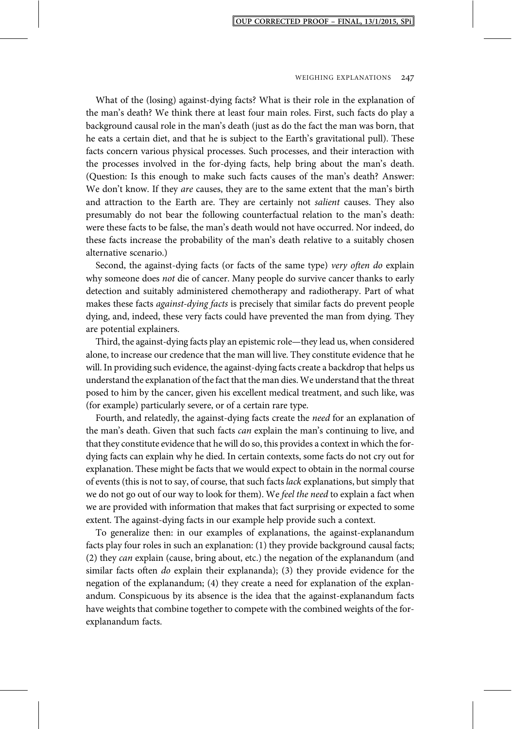What of the (losing) against-dying facts? What is their role in the explanation of the man's death? We think there at least four main roles. First, such facts do play a background causal role in the man's death (just as do the fact the man was born, that he eats a certain diet, and that he is subject to the Earth's gravitational pull). These facts concern various physical processes. Such processes, and their interaction with the processes involved in the for-dying facts, help bring about the man's death. (Question: Is this enough to make such facts causes of the man's death? Answer: We don't know. If they *are* causes, they are to the same extent that the man's birth and attraction to the Earth are. They are certainly not *salient* causes. They also presumably do not bear the following counterfactual relation to the man's death: were these facts to be false, the man's death would not have occurred. Nor indeed, do these facts increase the probability of the man's death relative to a suitably chosen alternative scenario.)

Second, the against-dying facts (or facts of the same type) *very often do* explain why someone does *not* die of cancer. Many people do survive cancer thanks to early detection and suitably administered chemotherapy and radiotherapy. Part of what makes these facts *against-dying facts* is precisely that similar facts do prevent people dying, and, indeed, these very facts could have prevented the man from dying. They are potential explainers.

Third, the against-dying facts play an epistemic role—they lead us, when considered alone, to increase our credence that the man will live. They constitute evidence that he will. In providing such evidence, the against-dying facts create a backdrop that helps us understand the explanation of the fact that the man dies. We understand that the threat posed to him by the cancer, given his excellent medical treatment, and such like, was (for example) particularly severe, or of a certain rare type.

Fourth, and relatedly, the against-dying facts create the *need* for an explanation of the man's death. Given that such facts *can* explain the man's continuing to live, and that they constitute evidence that he will do so, this provides a context in which the for-dying facts can explain why he died. In certain contexts, some facts do not cry out for explanation. These might be facts that we would expect to obtain in the normal course of events (this is not to say, of course, that such facts *lack* explanations, but simply that we do not go out of our way to look for them). We *feel the need* to explain a fact when we are provided with information that makes that fact surprising or expected to some extent. The against-dying facts in our example help provide such a context.

To generalize then: in our examples of explanations, the against-explanandum facts play four roles in such an explanation: (1) they provide background causal facts; (2) they *can* explain (cause, bring about, etc.) the negation of the explanandum (and similar facts often *do* explain their explananda); (3) they provide evidence for the negation of the explanandum; (4) they create a need for explanation of the explanandum. Conspicuous by its absence is the idea that the against-explanandum facts have weights that combine together to compete with the combined weights of the for-explanandum facts.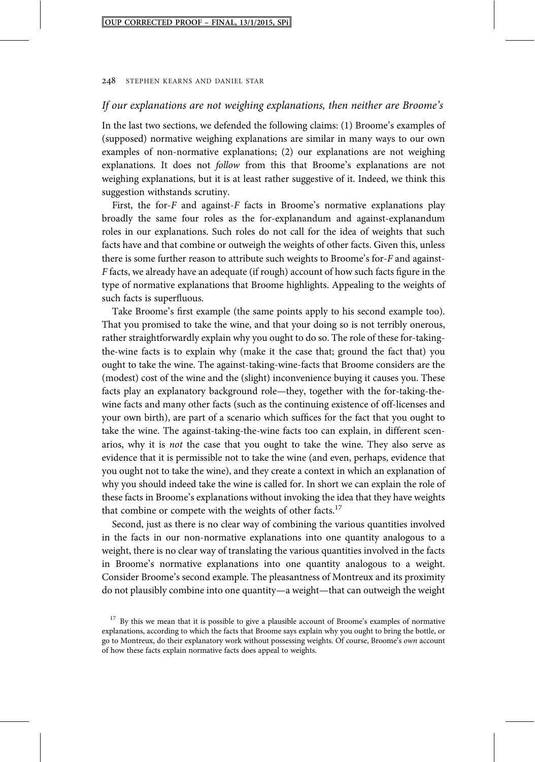### *If our explanations are not weighing explanations, then neither are Broome's*

In the last two sections, we defended the following claims: (1) Broome's examples of (supposed) normative weighing explanations are similar in many ways to our own examples of non-normative explanations; (2) our explanations are not weighing explanations. It does not *follow* from this that Broome's explanations are not weighing explanations, but it is at least rather suggestive of it. Indeed, we think this suggestion withstands scrutiny.

First, the for-*F* and against-*F* facts in Broome's normative explanations play broadly the same four roles as the for-explanandum and against-explanandum roles in our explanations. Such roles do not call for the idea of weights that such facts have and that combine or outweigh the weights of other facts. Given this, unless there is some further reason to attribute such weights to Broome's for-*F* and against-*F* facts, we already have an adequate (if rough) account of how such facts figure in the type of normative explanations that Broome highlights. Appealing to the weights of such facts is superfluous.

Take Broome's first example (the same points apply to his second example too). That you promised to take the wine, and that your doing so is not terribly onerous, rather straightforwardly explain why you ought to do so. The role of these for-taking-the-wine facts is to explain why (make it the case that; ground the fact that) you ought to take the wine. The against-taking-wine-facts that Broome considers are the (modest) cost of the wine and the (slight) inconvenience buying it causes you. These facts play an explanatory background role—they, together with the for-taking-the-wine facts and many other facts (such as the continuing existence of off-licenses and your own birth), are part of a scenario which suffices for the fact that you ought to take the wine. The against-taking-the-wine facts too can explain, in different scenarios, why it is *not* the case that you ought to take the wine. They also serve as evidence that it is permissible not to take the wine (and even, perhaps, evidence that you ought not to take the wine), and they create a context in which an explanation of why you should indeed take the wine is called for. In short we can explain the role of these facts in Broome's explanations without invoking the idea that they have weights that combine or compete with the weights of other facts.[17]

Second, just as there is no clear way of combining the various quantities involved in the facts in our non-normative explanations into one quantity analogous to a weight, there is no clear way of translating the various quantities involved in the facts in Broome's normative explanations into one quantity analogous to a weight. Consider Broome's second example. The pleasantness of Montreux and its proximity do not plausibly combine into one quantity—a weight—that can outweigh the weight

[17] By this we mean that it is possible to give a plausible account of Broome's examples of normative explanations, according to which the facts that Broome says explain why you ought to bring the bottle, or go to Montreux, do their explanatory work without possessing weights. Of course, Broome's *own* account of how these facts explain normative facts does appeal to weights.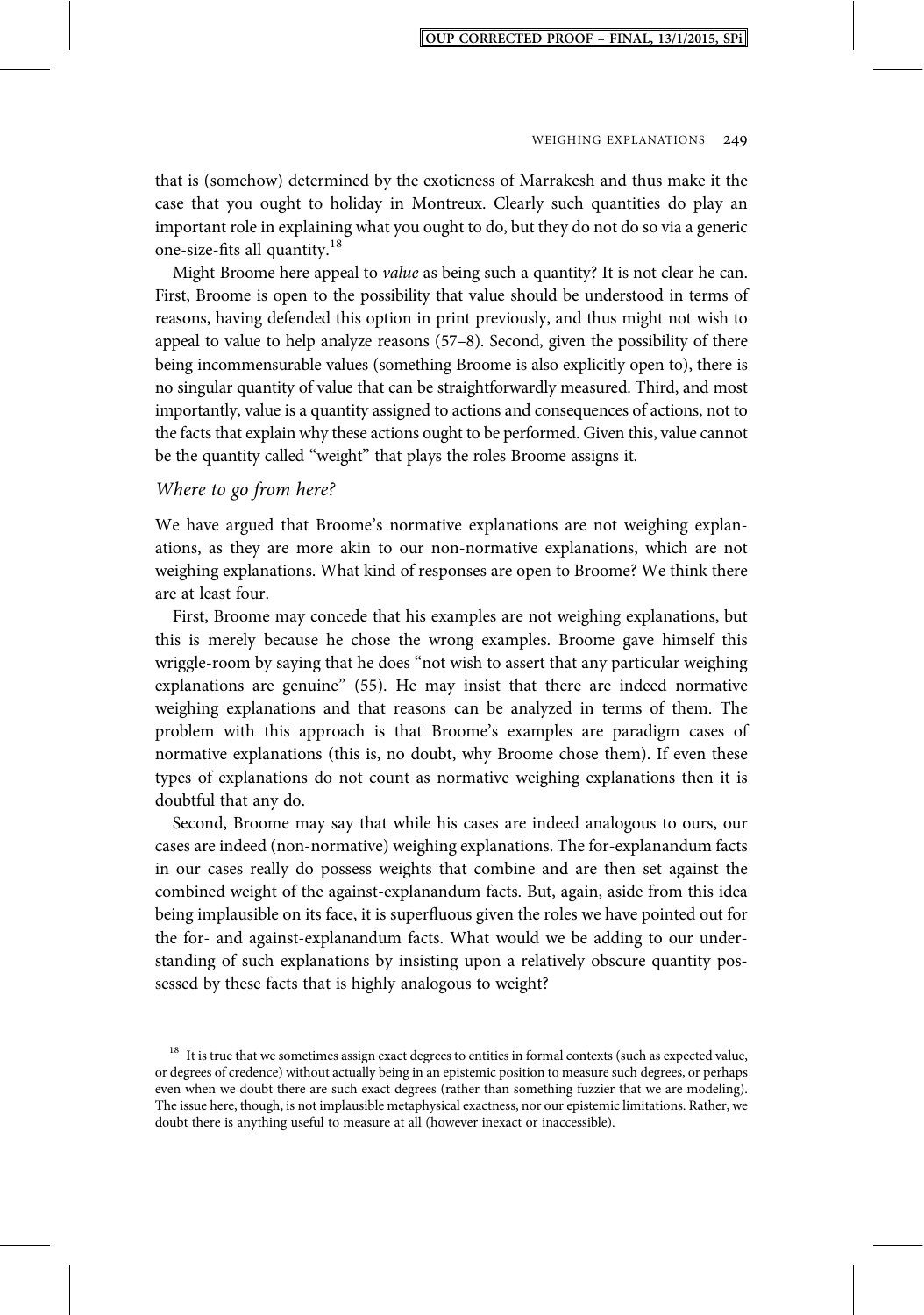that is (somehow) determined by the exoticness of Marrakesh and thus make it the case that you ought to holiday in Montreux. Clearly such quantities do play an important role in explaining what you ought to do, but they do not do so via a generic one-size-fits all quantity.[18]

Might Broome here appeal to *value* as being such a quantity? It is not clear he can. First, Broome is open to the possibility that value should be understood in terms of reasons, having defended this option in print previously, and thus might not wish to appeal to value to help analyze reasons (57–8). Second, given the possibility of there being incommensurable values (something Broome is also explicitly open to), there is no singular quantity of value that can be straightforwardly measured. Third, and most importantly, value is a quantity assigned to actions and consequences of actions, not to the facts that explain why these actions ought to be performed. Given this, value cannot be the quantity called "weight" that plays the roles Broome assigns it.

### *Where to go from here?*

We have argued that Broome's normative explanations are not weighing explanations, as they are more akin to our non-normative explanations, which are not weighing explanations. What kind of responses are open to Broome? We think there are at least four.

First, Broome may concede that his examples are not weighing explanations, but this is merely because he chose the wrong examples. Broome gave himself this wriggle-room by saying that he does "not wish to assert that any particular weighing explanations are genuine" (55). He may insist that there are indeed normative weighing explanations and that reasons can be analyzed in terms of them. The problem with this approach is that Broome's examples are paradigm cases of normative explanations (this is, no doubt, why Broome chose them). If even these types of explanations do not count as normative weighing explanations then it is doubtful that any do.

Second, Broome may say that while his cases are indeed analogous to ours, our cases are indeed (non-normative) weighing explanations. The for-explanandum facts in our cases really do possess weights that combine and are then set against the combined weight of the against-explanandum facts. But, again, aside from this idea being implausible on its face, it is superfluous given the roles we have pointed out for the for- and against-explanandum facts. What would we be adding to our understanding of such explanations by insisting upon a relatively obscure quantity possessed by these facts that is highly analogous to weight?

[18] It is true that we sometimes assign exact degrees to entities in formal contexts (such as expected value, or degrees of credence) without actually being in an epistemic position to measure such degrees, or perhaps even when we doubt there are such exact degrees (rather than something fuzzier that we are modeling). The issue here, though, is not implausible metaphysical exactness, nor our epistemic limitations. Rather, we doubt there is anything useful to measure at all (however inexact or inaccessible).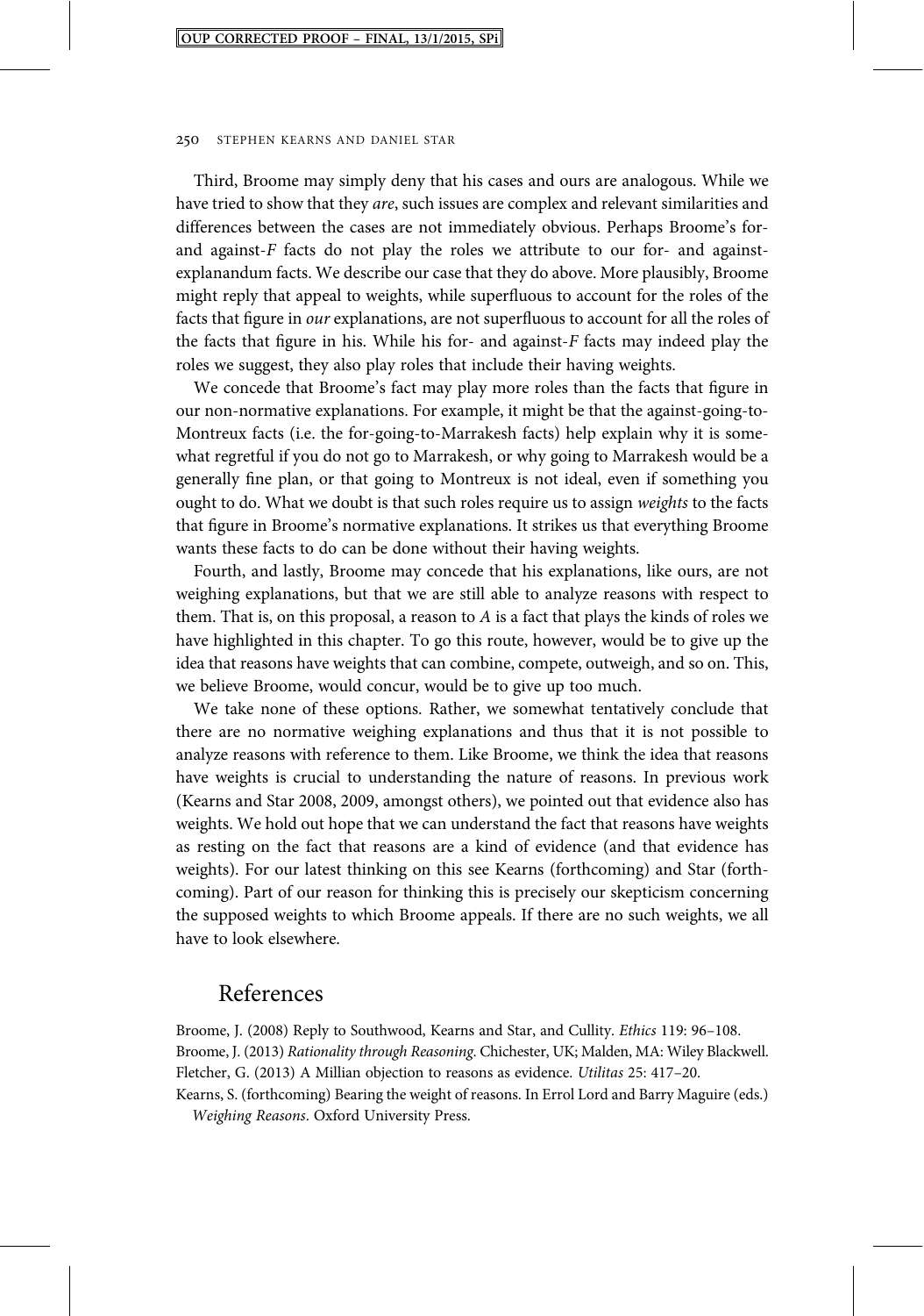Third, Broome may simply deny that his cases and ours are analogous. While we have tried to show that they *are*, such issues are complex and relevant similarities and differences between the cases are not immediately obvious. Perhaps Broome's for- and against-*F* facts do not play the roles we attribute to our for- and against-explanandum facts. We describe our case that they do above. More plausibly, Broome might reply that appeal to weights, while superfluous to account for the roles of the facts that figure in *our* explanations, are not superfluous to account for all the roles of the facts that figure in his. While his for- and against-*F* facts may indeed play the roles we suggest, they also play roles that include their having weights.

We concede that Broome's fact may play more roles than the facts that figure in our non-normative explanations. For example, it might be that the against-going-to-Montreux facts (i.e. the for-going-to-Marrakesh facts) help explain why it is somewhat regretful if you do not go to Marrakesh, or why going to Marrakesh would be a generally fine plan, or that going to Montreux is not ideal, even if something you ought to do. What we doubt is that such roles require us to assign *weights* to the facts that figure in Broome's normative explanations. It strikes us that everything Broome wants these facts to do can be done without their having weights.

Fourth, and lastly, Broome may concede that his explanations, like ours, are not weighing explanations, but that we are still able to analyze reasons with respect to them. That is, on this proposal, a reason to *A* is a fact that plays the kinds of roles we have highlighted in this chapter. To go this route, however, would be to give up the idea that reasons have weights that can combine, compete, outweigh, and so on. This, we believe Broome, would concur, would be to give up too much.

We take none of these options. Rather, we somewhat tentatively conclude that there are no normative weighing explanations and thus that it is not possible to analyze reasons with reference to them. Like Broome, we think the idea that reasons have weights is crucial to understanding the nature of reasons. In previous work (Kearns and Star 2008, 2009, amongst others), we pointed out that evidence also has weights. We hold out hope that we can understand the fact that reasons have weights as resting on the fact that reasons are a kind of evidence (and that evidence has weights). For our latest thinking on this see Kearns (forthcoming) and Star (forthcoming). Part of our reason for thinking this is precisely our skepticism concerning the supposed weights to which Broome appeals. If there are no such weights, we all have to look elsewhere.

## References

Broome, J. (2008) Reply to Southwood, Kearns and Star, and Cullity. *Ethics* 119: 96–108.

Broome, J. (2013) *Rationality through Reasoning*. Chichester, UK; Malden, MA: Wiley Blackwell.

Fletcher, G. (2013) A Millian objection to reasons as evidence. *Utilitas* 25: 417–20.

Kearns, S. (forthcoming) Bearing the weight of reasons. In Errol Lord and Barry Maguire (eds.) *Weighing Reasons*. Oxford University Press.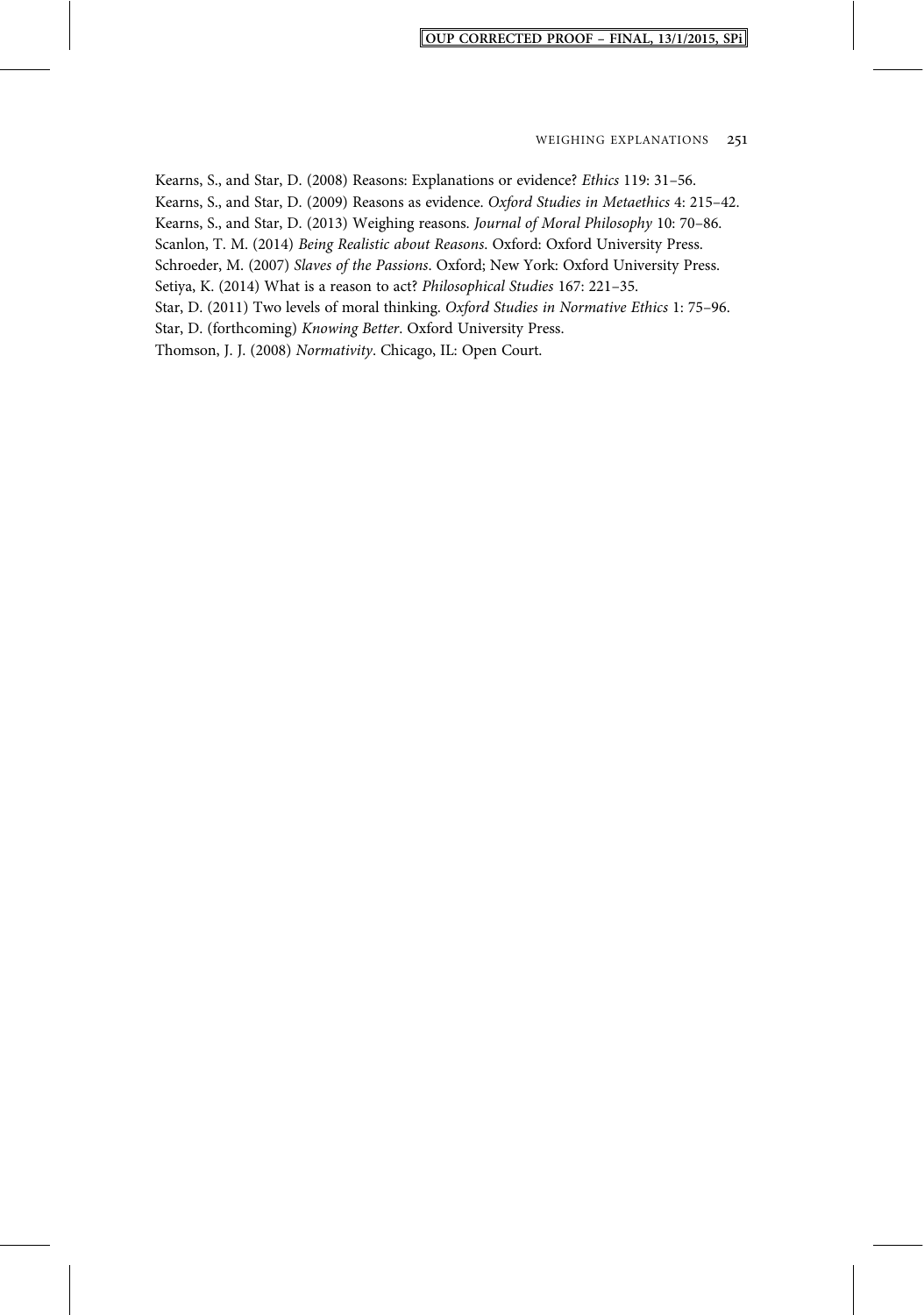Kearns, S., and Star, D. (2008) Reasons: Explanations or evidence? *Ethics* 119: 31–56.

Kearns, S., and Star, D. (2009) Reasons as evidence. *Oxford Studies in Metaethics* 4: 215–42.

Kearns, S., and Star, D. (2013) Weighing reasons. *Journal of Moral Philosophy* 10: 70–86.

Scanlon, T. M. (2014) *Being Realistic about Reasons*. Oxford: Oxford University Press.

Schroeder, M. (2007) *Slaves of the Passions*. Oxford; New York: Oxford University Press.

Setiya, K. (2014) What is a reason to act? *Philosophical Studies* 167: 221–35.

Star, D. (2011) Two levels of moral thinking. *Oxford Studies in Normative Ethics* 1: 75–96.

Star, D. (forthcoming) *Knowing Better*. Oxford University Press.

Thomson, J. J. (2008) *Normativity*. Chicago, IL: Open Court.